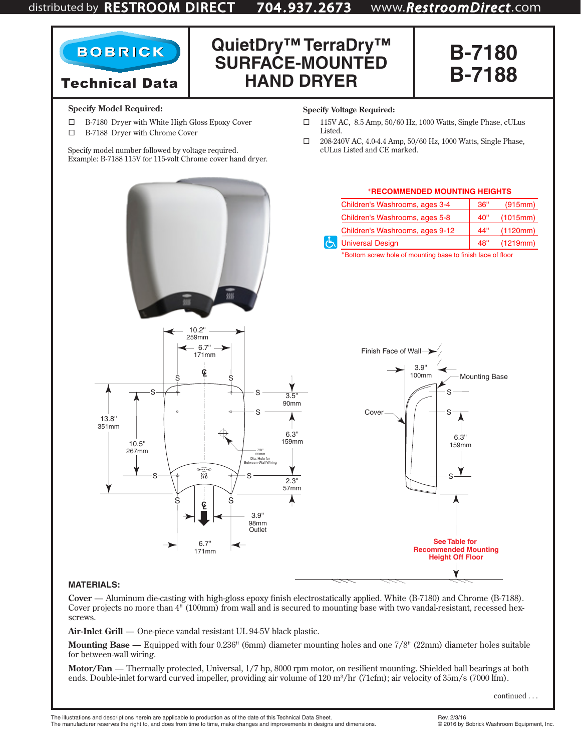distributed by RESTROOM DIRECT 704.937.2673 www.RestroomDirect.com

# BOBRICK Technical Data

# QuietDry™ TerraDry™ SURFACE-MOUNTED HAND DRYER

# B-7180 B-7188

**Specify Model Required:**

- ☐ B-7180 Dryer with White High Gloss Epoxy Cover
- ☐ B-7188 Dryer with Chrome Cover

Specify model number followed by voltage required.
Example: B-7188 115V for 115-volt Chrome cover hand dryer.

**Specify Voltage Required:**

- ☐ 115V AC, 8.5 Amp, 50/60 Hz, 1000 Watts, Single Phase, cULus Listed.
- ☐ 208-240V AC, 4.0-4.4 Amp, 50/60 Hz, 1000 Watts, Single Phase, cULus Listed and CE marked.

| *RECOMMENDED MOUNTING HEIGHTS | | |
|---|---|---|
| Children's Washrooms, ages 3-4 | 36" | (915mm) |
| Children's Washrooms, ages 5-8 | 40" | (1015mm) |
| Children's Washrooms, ages 9-12 | 44" | (1120mm) |
| Universal Design | 48" | (1219mm) |

*Bottom screw hole of mounting base to finish face of floor

10.2" 259mm; 6.7" 171mm; 13.8" 351mm; 10.5" 267mm; 3.5" 90mm; 6.3" 159mm; 2.3" 57mm; 7/8" 22mm Dia. Hole for Between-Wall Wiring; 3.9" 98mm Outlet; 6.7" 171mm

Finish Face of Wall; 3.9" 100mm; Mounting Base; Cover; 6.3" 159mm

See Table for Recommended Mounting Height Off Floor

**MATERIALS:**

**Cover** — Aluminum die-casting with high-gloss epoxy finish electrostatically applied. White (B-7180) and Chrome (B-7188). Cover projects no more than 4" (100mm) from wall and is secured to mounting base with two vandal-resistant, recessed hex-screws.

**Air-Inlet Grill** — One-piece vandal resistant UL 94-5V black plastic.

**Mounting Base** — Equipped with four 0.236" (6mm) diameter mounting holes and one 7/8" (22mm) diameter holes suitable for between-wall wiring.

**Motor/Fan** — Thermally protected, Universal, 1/7 hp, 8000 rpm motor, on resilient mounting. Shielded ball bearings at both ends. Double-inlet forward curved impeller, providing air volume of 120 $m^3$/hr (71cfm); air velocity of 35m/s (7000 lfm).

continued . . .

The illustrations and descriptions herein are applicable to production as of the date of this Technical Data Sheet.
The manufacturer reserves the right to, and does from time to time, make changes and improvements in designs and dimensions.

Rev. 2/3/16
© 2016 by Bobrick Washroom Equipment, Inc.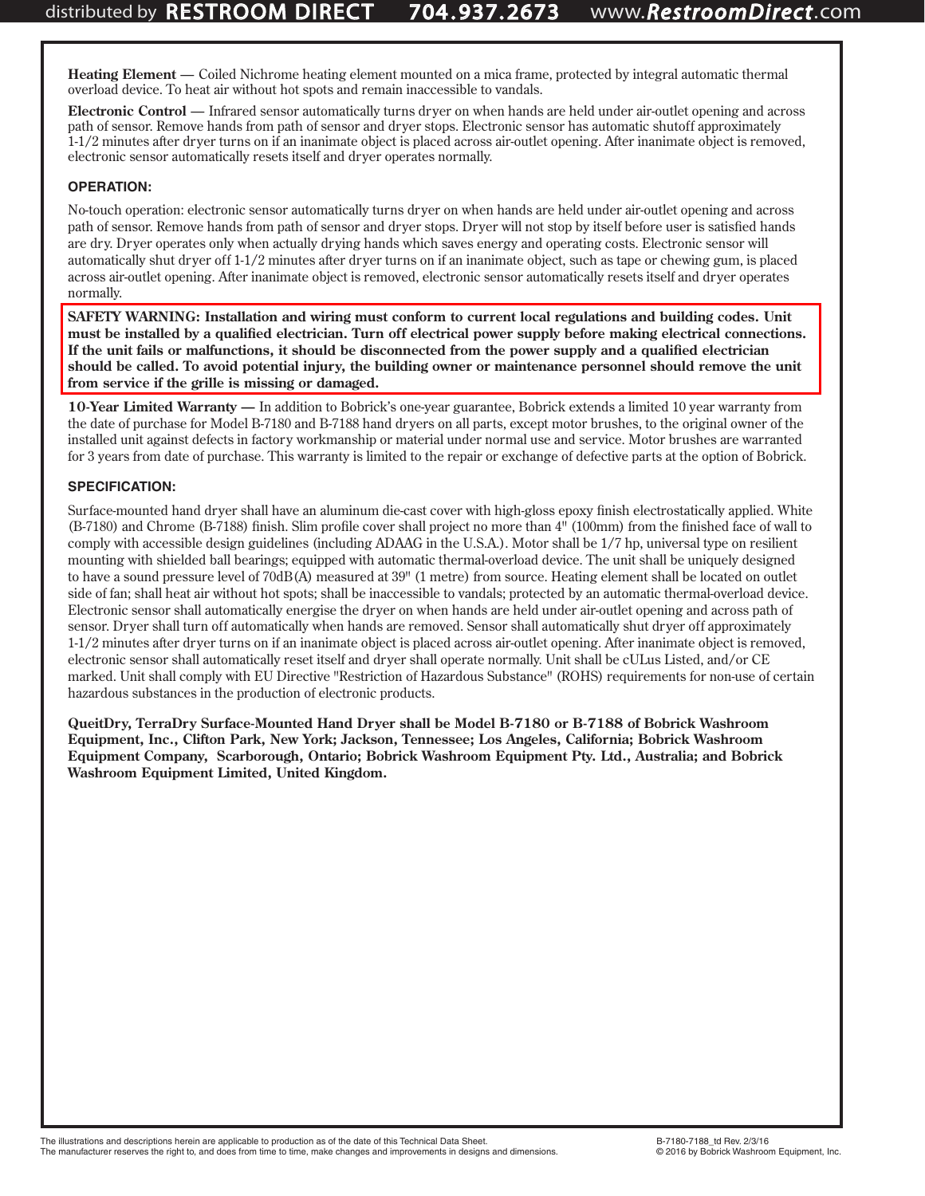**Heating Element —** Coiled Nichrome heating element mounted on a mica frame, protected by integral automatic thermal overload device. To heat air without hot spots and remain inaccessible to vandals.

**Electronic Control —** Infrared sensor automatically turns dryer on when hands are held under air-outlet opening and across path of sensor. Remove hands from path of sensor and dryer stops. Electronic sensor has automatic shutoff approximately 1-1/2 minutes after dryer turns on if an inanimate object is placed across air-outlet opening. After inanimate object is removed, electronic sensor automatically resets itself and dryer operates normally.

### OPERATION:

No-touch operation: electronic sensor automatically turns dryer on when hands are held under air-outlet opening and across path of sensor. Remove hands from path of sensor and dryer stops. Dryer will not stop by itself before user is satisfied hands are dry. Dryer operates only when actually drying hands which saves energy and operating costs. Electronic sensor will automatically shut dryer off 1-1/2 minutes after dryer turns on if an inanimate object, such as tape or chewing gum, is placed across air-outlet opening. After inanimate object is removed, electronic sensor automatically resets itself and dryer operates normally.

**SAFETY WARNING: Installation and wiring must conform to current local regulations and building codes. Unit must be installed by a qualified electrician. Turn off electrical power supply before making electrical connections. If the unit fails or malfunctions, it should be disconnected from the power supply and a qualified electrician should be called. To avoid potential injury, the building owner or maintenance personnel should remove the unit from service if the grille is missing or damaged.**

**10-Year Limited Warranty —** In addition to Bobrick's one-year guarantee, Bobrick extends a limited 10 year warranty from the date of purchase for Model B-7180 and B-7188 hand dryers on all parts, except motor brushes, to the original owner of the installed unit against defects in factory workmanship or material under normal use and service. Motor brushes are warranted for 3 years from date of purchase. This warranty is limited to the repair or exchange of defective parts at the option of Bobrick.

### SPECIFICATION:

Surface-mounted hand dryer shall have an aluminum die-cast cover with high-gloss epoxy finish electrostatically applied. White (B-7180) and Chrome (B-7188) finish. Slim profile cover shall project no more than 4" (100mm) from the finished face of wall to comply with accessible design guidelines (including ADAAG in the U.S.A.). Motor shall be 1/7 hp, universal type on resilient mounting with shielded ball bearings; equipped with automatic thermal-overload device. The unit shall be uniquely designed to have a sound pressure level of 70dB(A) measured at 39" (1 metre) from source. Heating element shall be located on outlet side of fan; shall heat air without hot spots; shall be inaccessible to vandals; protected by an automatic thermal-overload device. Electronic sensor shall automatically energise the dryer on when hands are held under air-outlet opening and across path of sensor. Dryer shall turn off automatically when hands are removed. Sensor shall automatically shut dryer off approximately 1-1/2 minutes after dryer turns on if an inanimate object is placed across air-outlet opening. After inanimate object is removed, electronic sensor shall automatically reset itself and dryer shall operate normally. Unit shall be cULus Listed, and/or CE marked. Unit shall comply with EU Directive "Restriction of Hazardous Substance" (ROHS) requirements for non-use of certain hazardous substances in the production of electronic products.

**QueitDry, TerraDry Surface-Mounted Hand Dryer shall be Model B-7180 or B-7188 of Bobrick Washroom Equipment, Inc., Clifton Park, New York; Jackson, Tennessee; Los Angeles, California; Bobrick Washroom Equipment Company, Scarborough, Ontario; Bobrick Washroom Equipment Pty. Ltd., Australia; and Bobrick Washroom Equipment Limited, United Kingdom.**

The illustrations and descriptions herein are applicable to production as of the date of this Technical Data Sheet.
The manufacturer reserves the right to, and does from time to time, make changes and improvements in designs and dimensions.

B-7180-7188_td Rev. 2/3/16
© 2016 by Bobrick Washroom Equipment, Inc.